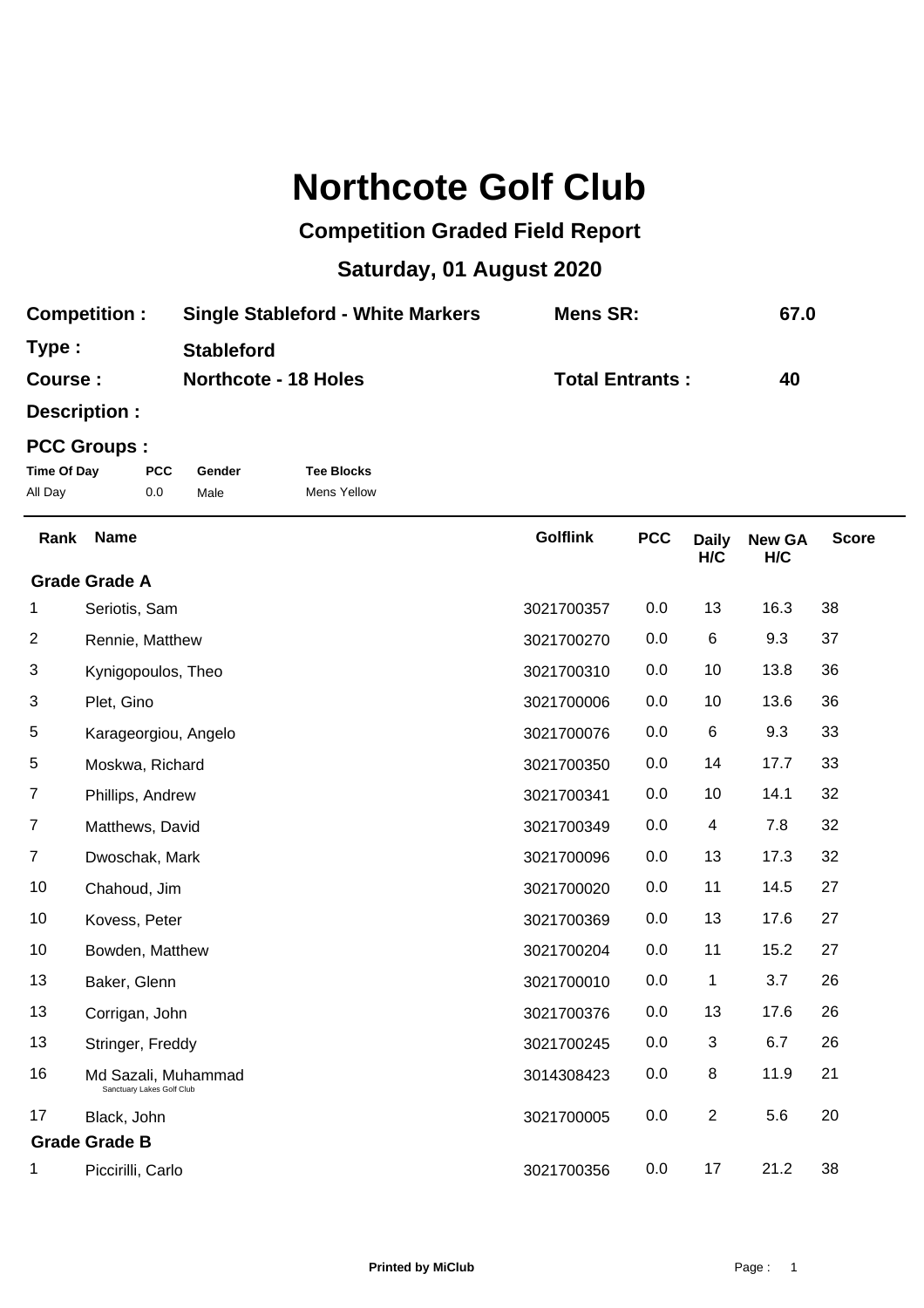# Northcote Golf Club

## Competition Graded Field Report

## Saturday, 01 August 2020

**Competition :** Single Stableford - White Markers **Mens SR:** 67.0

**Type :** Stableford

**Course :** Northcote - 18 Holes **Total Entrants :** 40

**Description :**

**PCC Groups :**

| Time Of Day | PCC | Gender | Tee Blocks |
|---|---|---|---|
| All Day | 0.0 | Male | Mens Yellow |

| Rank | Name | Golflink | PCC | Daily H/C | New GA H/C | Score |
|---|---|---|---|---|---|---|
| **Grade Grade A** | | | | | | |
| 1 | Seriotis, Sam | 3021700357 | 0.0 | 13 | 16.3 | 38 |
| 2 | Rennie, Matthew | 3021700270 | 0.0 | 6 | 9.3 | 37 |
| 3 | Kynigopoulos, Theo | 3021700310 | 0.0 | 10 | 13.8 | 36 |
| 3 | Plet, Gino | 3021700006 | 0.0 | 10 | 13.6 | 36 |
| 5 | Karageorgiou, Angelo | 3021700076 | 0.0 | 6 | 9.3 | 33 |
| 5 | Moskwa, Richard | 3021700350 | 0.0 | 14 | 17.7 | 33 |
| 7 | Phillips, Andrew | 3021700341 | 0.0 | 10 | 14.1 | 32 |
| 7 | Matthews, David | 3021700349 | 0.0 | 4 | 7.8 | 32 |
| 7 | Dwoschak, Mark | 3021700096 | 0.0 | 13 | 17.3 | 32 |
| 10 | Chahoud, Jim | 3021700020 | 0.0 | 11 | 14.5 | 27 |
| 10 | Kovess, Peter | 3021700369 | 0.0 | 13 | 17.6 | 27 |
| 10 | Bowden, Matthew | 3021700204 | 0.0 | 11 | 15.2 | 27 |
| 13 | Baker, Glenn | 3021700010 | 0.0 | 1 | 3.7 | 26 |
| 13 | Corrigan, John | 3021700376 | 0.0 | 13 | 17.6 | 26 |
| 13 | Stringer, Freddy | 3021700245 | 0.0 | 3 | 6.7 | 26 |
| 16 | Md Sazali, Muhammad<br>Sanctuary Lakes Golf Club | 3014308423 | 0.0 | 8 | 11.9 | 21 |
| 17 | Black, John | 3021700005 | 0.0 | 2 | 5.6 | 20 |
| **Grade Grade B** | | | | | | |
| 1 | Piccirilli, Carlo | 3021700356 | 0.0 | 17 | 21.2 | 38 |

**Printed by MiClub**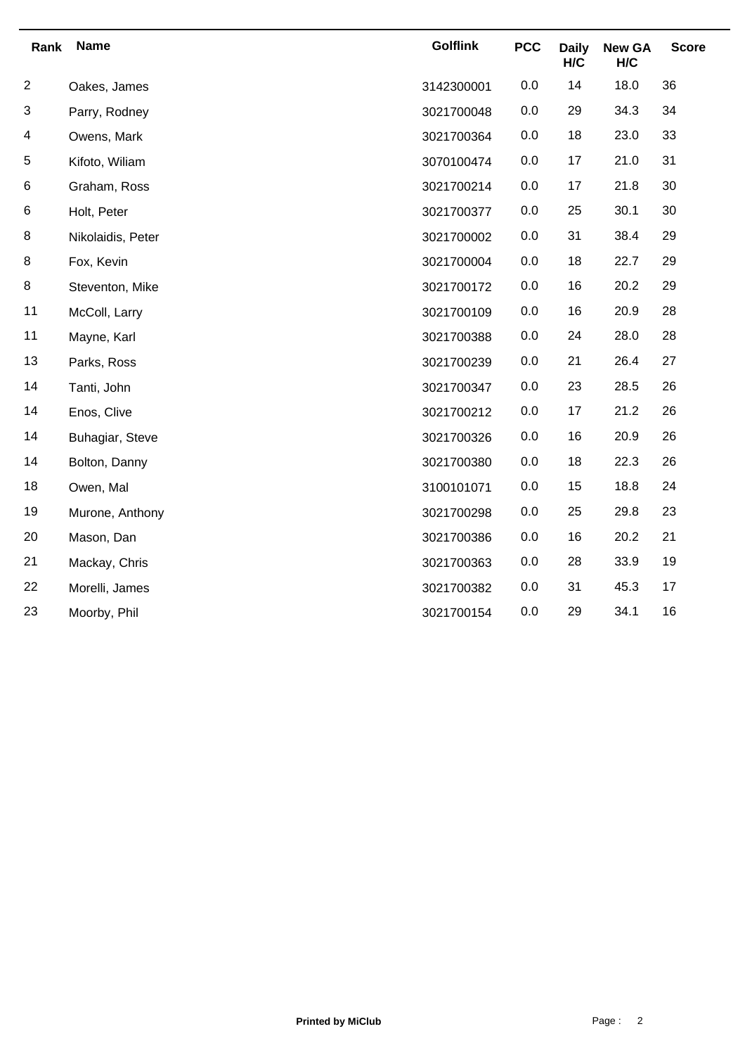| Rank | Name | Golflink | PCC | Daily H/C | New GA H/C | Score |
|---|---|---|---|---|---|---|
| 2 | Oakes, James | 3142300001 | 0.0 | 14 | 18.0 | 36 |
| 3 | Parry, Rodney | 3021700048 | 0.0 | 29 | 34.3 | 34 |
| 4 | Owens, Mark | 3021700364 | 0.0 | 18 | 23.0 | 33 |
| 5 | Kifoto, Wiliam | 3070100474 | 0.0 | 17 | 21.0 | 31 |
| 6 | Graham, Ross | 3021700214 | 0.0 | 17 | 21.8 | 30 |
| 6 | Holt, Peter | 3021700377 | 0.0 | 25 | 30.1 | 30 |
| 8 | Nikolaidis, Peter | 3021700002 | 0.0 | 31 | 38.4 | 29 |
| 8 | Fox, Kevin | 3021700004 | 0.0 | 18 | 22.7 | 29 |
| 8 | Steventon, Mike | 3021700172 | 0.0 | 16 | 20.2 | 29 |
| 11 | McColl, Larry | 3021700109 | 0.0 | 16 | 20.9 | 28 |
| 11 | Mayne, Karl | 3021700388 | 0.0 | 24 | 28.0 | 28 |
| 13 | Parks, Ross | 3021700239 | 0.0 | 21 | 26.4 | 27 |
| 14 | Tanti, John | 3021700347 | 0.0 | 23 | 28.5 | 26 |
| 14 | Enos, Clive | 3021700212 | 0.0 | 17 | 21.2 | 26 |
| 14 | Buhagiar, Steve | 3021700326 | 0.0 | 16 | 20.9 | 26 |
| 14 | Bolton, Danny | 3021700380 | 0.0 | 18 | 22.3 | 26 |
| 18 | Owen, Mal | 3100101071 | 0.0 | 15 | 18.8 | 24 |
| 19 | Murone, Anthony | 3021700298 | 0.0 | 25 | 29.8 | 23 |
| 20 | Mason, Dan | 3021700386 | 0.0 | 16 | 20.2 | 21 |
| 21 | Mackay, Chris | 3021700363 | 0.0 | 28 | 33.9 | 19 |
| 22 | Morelli, James | 3021700382 | 0.0 | 31 | 45.3 | 17 |
| 23 | Moorby, Phil | 3021700154 | 0.0 | 29 | 34.1 | 16 |

**Printed by MiClub**